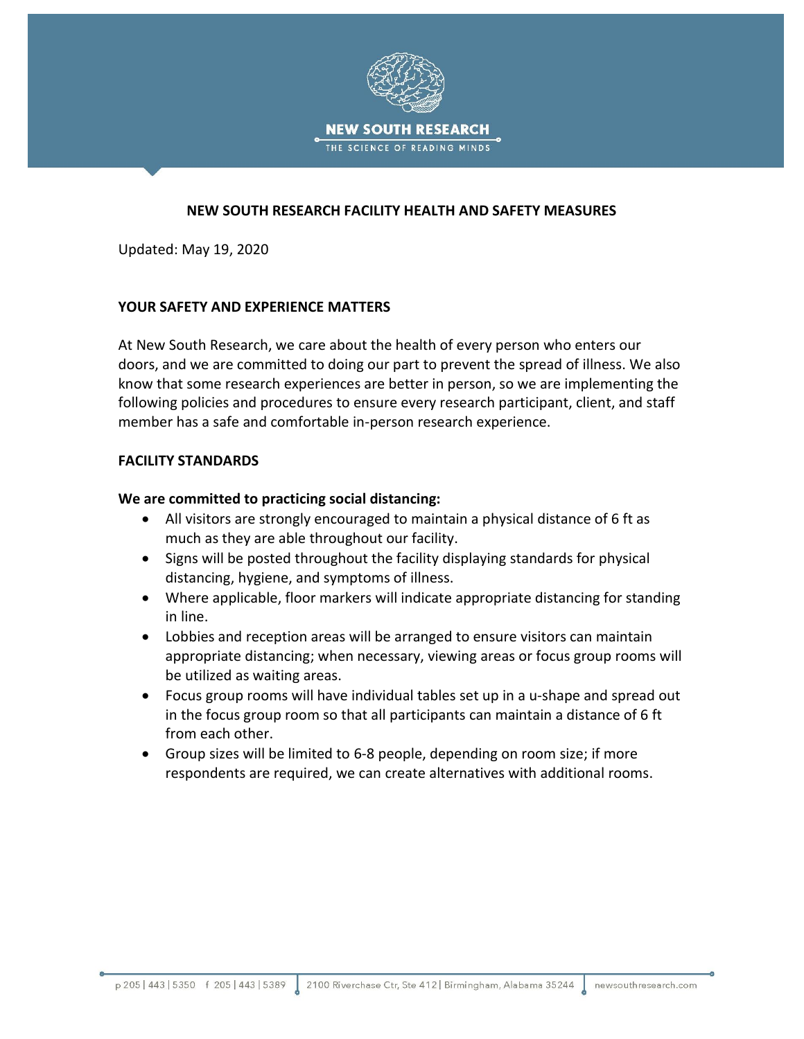NEW SOUTH RESEARCH

THE SCIENCE OF READING MINDS

# NEW SOUTH RESEARCH FACILITY HEALTH AND SAFETY MEASURES

Updated: May 19, 2020

## YOUR SAFETY AND EXPERIENCE MATTERS

At New South Research, we care about the health of every person who enters our doors, and we are committed to doing our part to prevent the spread of illness. We also know that some research experiences are better in person, so we are implementing the following policies and procedures to ensure every research participant, client, and staff member has a safe and comfortable in-person research experience.

## FACILITY STANDARDS

**We are committed to practicing social distancing:**

- All visitors are strongly encouraged to maintain a physical distance of 6 ft as much as they are able throughout our facility.
- Signs will be posted throughout the facility displaying standards for physical distancing, hygiene, and symptoms of illness.
- Where applicable, floor markers will indicate appropriate distancing for standing in line.
- Lobbies and reception areas will be arranged to ensure visitors can maintain appropriate distancing; when necessary, viewing areas or focus group rooms will be utilized as waiting areas.
- Focus group rooms will have individual tables set up in a u-shape and spread out in the focus group room so that all participants can maintain a distance of 6 ft from each other.
- Group sizes will be limited to 6-8 people, depending on room size; if more respondents are required, we can create alternatives with additional rooms.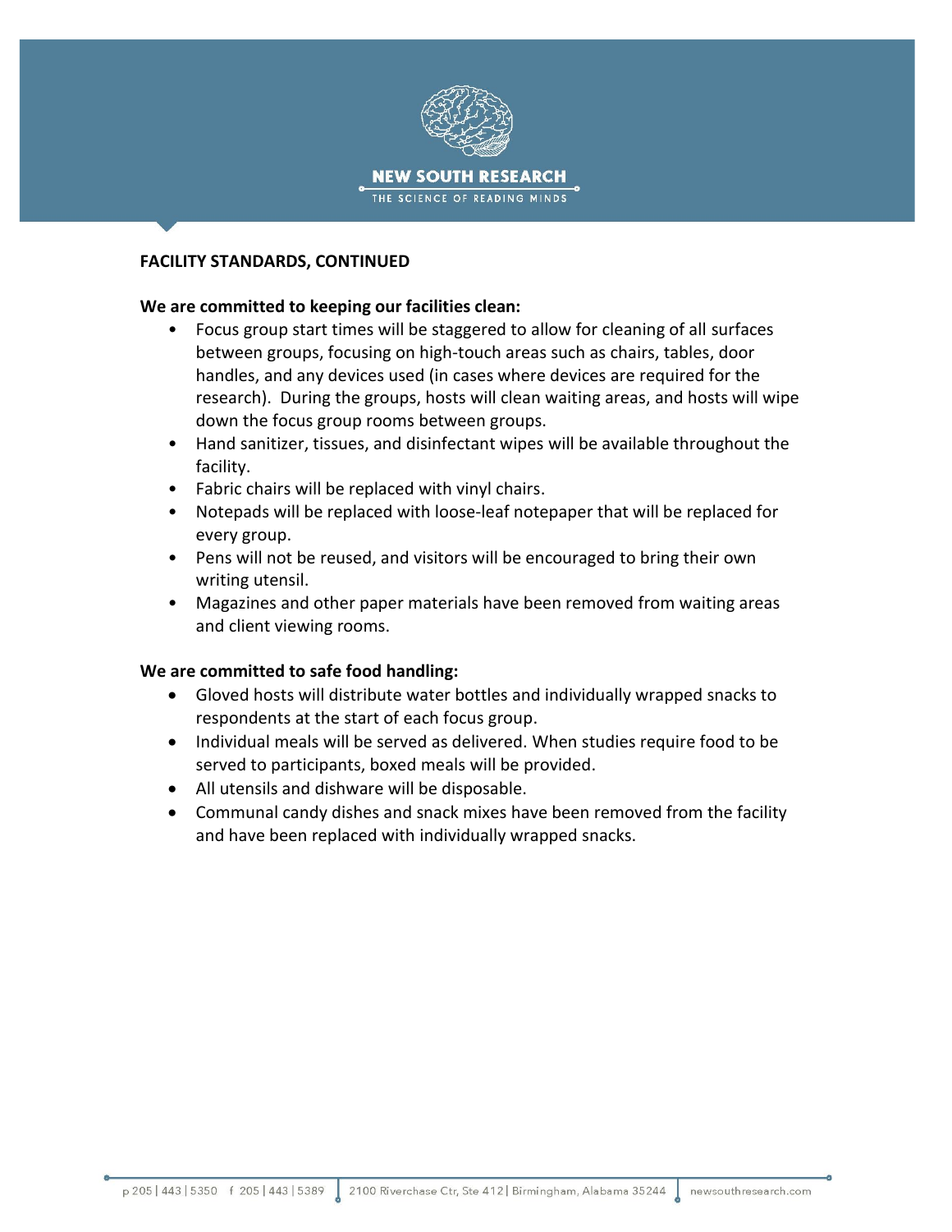**FACILITY STANDARDS, CONTINUED**

**We are committed to keeping our facilities clean:**

- Focus group start times will be staggered to allow for cleaning of all surfaces between groups, focusing on high-touch areas such as chairs, tables, door handles, and any devices used (in cases where devices are required for the research). During the groups, hosts will clean waiting areas, and hosts will wipe down the focus group rooms between groups.
- Hand sanitizer, tissues, and disinfectant wipes will be available throughout the facility.
- Fabric chairs will be replaced with vinyl chairs.
- Notepads will be replaced with loose-leaf notepaper that will be replaced for every group.
- Pens will not be reused, and visitors will be encouraged to bring their own writing utensil.
- Magazines and other paper materials have been removed from waiting areas and client viewing rooms.

**We are committed to safe food handling:**

- Gloved hosts will distribute water bottles and individually wrapped snacks to respondents at the start of each focus group.
- Individual meals will be served as delivered. When studies require food to be served to participants, boxed meals will be provided.
- All utensils and dishware will be disposable.
- Communal candy dishes and snack mixes have been removed from the facility and have been replaced with individually wrapped snacks.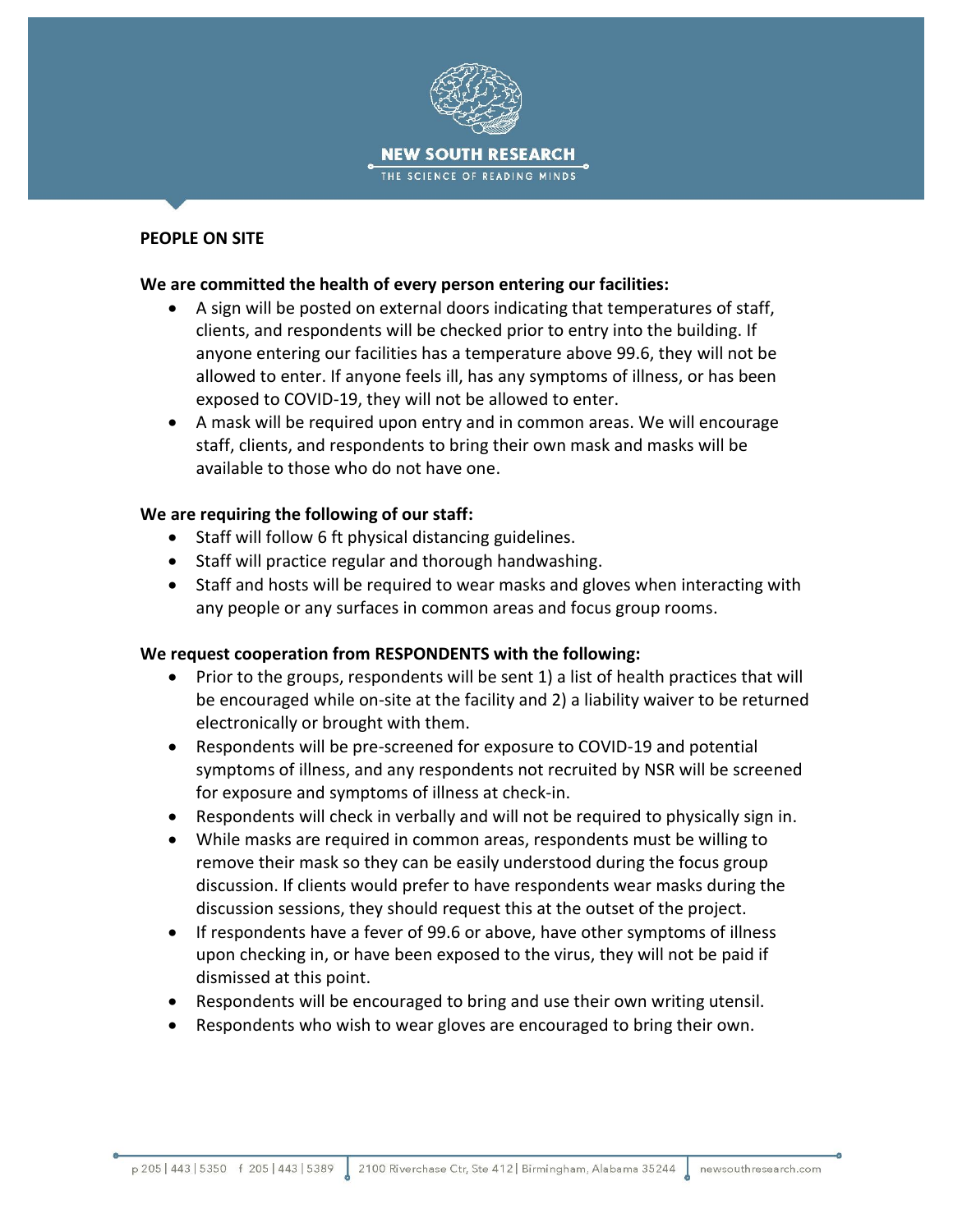**PEOPLE ON SITE**

**We are committed the health of every person entering our facilities:**

- A sign will be posted on external doors indicating that temperatures of staff, clients, and respondents will be checked prior to entry into the building. If anyone entering our facilities has a temperature above 99.6, they will not be allowed to enter. If anyone feels ill, has any symptoms of illness, or has been exposed to COVID-19, they will not be allowed to enter.
- A mask will be required upon entry and in common areas. We will encourage staff, clients, and respondents to bring their own mask and masks will be available to those who do not have one.

**We are requiring the following of our staff:**

- Staff will follow 6 ft physical distancing guidelines.
- Staff will practice regular and thorough handwashing.
- Staff and hosts will be required to wear masks and gloves when interacting with any people or any surfaces in common areas and focus group rooms.

**We request cooperation from RESPONDENTS with the following:**

- Prior to the groups, respondents will be sent 1) a list of health practices that will be encouraged while on-site at the facility and 2) a liability waiver to be returned electronically or brought with them.
- Respondents will be pre-screened for exposure to COVID-19 and potential symptoms of illness, and any respondents not recruited by NSR will be screened for exposure and symptoms of illness at check-in.
- Respondents will check in verbally and will not be required to physically sign in.
- While masks are required in common areas, respondents must be willing to remove their mask so they can be easily understood during the focus group discussion. If clients would prefer to have respondents wear masks during the discussion sessions, they should request this at the outset of the project.
- If respondents have a fever of 99.6 or above, have other symptoms of illness upon checking in, or have been exposed to the virus, they will not be paid if dismissed at this point.
- Respondents will be encouraged to bring and use their own writing utensil.
- Respondents who wish to wear gloves are encouraged to bring their own.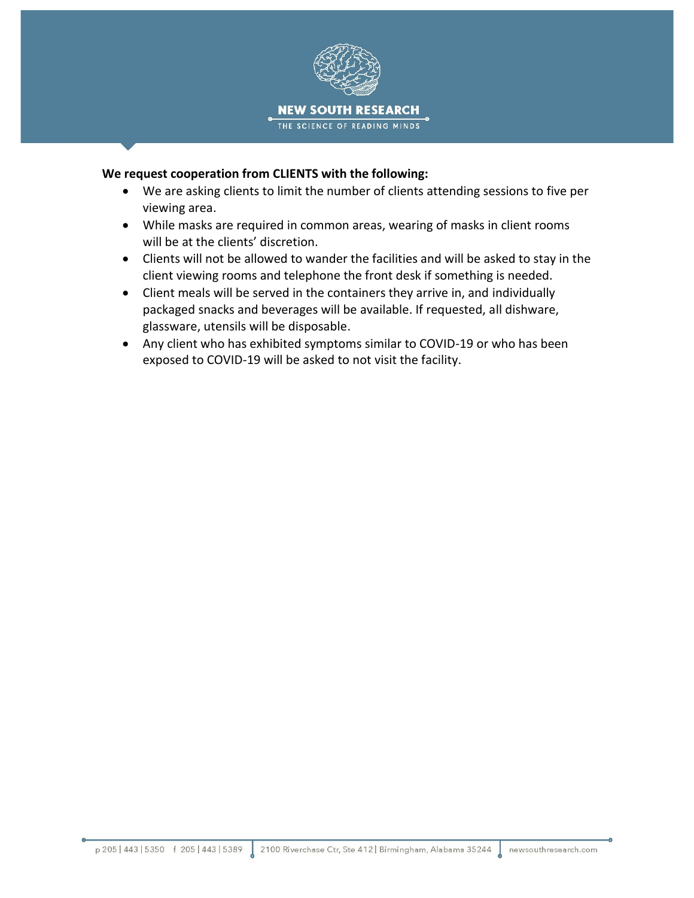**We request cooperation from CLIENTS with the following:**

- We are asking clients to limit the number of clients attending sessions to five per viewing area.
- While masks are required in common areas, wearing of masks in client rooms will be at the clients' discretion.
- Clients will not be allowed to wander the facilities and will be asked to stay in the client viewing rooms and telephone the front desk if something is needed.
- Client meals will be served in the containers they arrive in, and individually packaged snacks and beverages will be available. If requested, all dishware, glassware, utensils will be disposable.
- Any client who has exhibited symptoms similar to COVID-19 or who has been exposed to COVID-19 will be asked to not visit the facility.